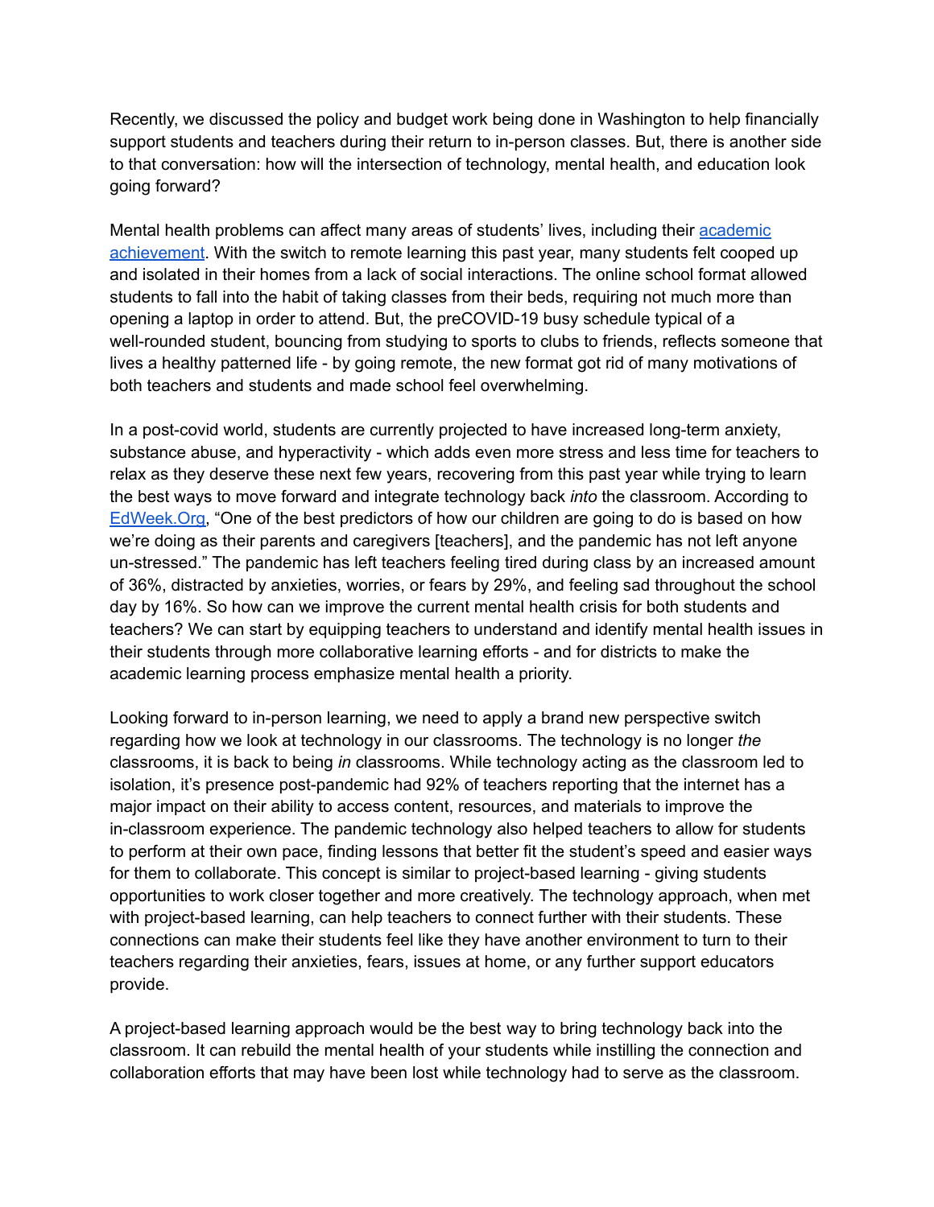Recently, we discussed the policy and budget work being done in Washington to help financially support students and teachers during their return to in-person classes. But, there is another side to that conversation: how will the intersection of technology, mental health, and education look going forward?

Mental health problems can affect many areas of students' lives, including their [academic achievement](). With the switch to remote learning this past year, many students felt cooped up and isolated in their homes from a lack of social interactions. The online school format allowed students to fall into the habit of taking classes from their beds, requiring not much more than opening a laptop in order to attend. But, the preCOVID-19 busy schedule typical of a well-rounded student, bouncing from studying to sports to clubs to friends, reflects someone that lives a healthy patterned life - by going remote, the new format got rid of many motivations of both teachers and students and made school feel overwhelming.

In a post-covid world, students are currently projected to have increased long-term anxiety, substance abuse, and hyperactivity - which adds even more stress and less time for teachers to relax as they deserve these next few years, recovering from this past year while trying to learn the best ways to move forward and integrate technology back *into* the classroom. According to [EdWeek.Org](), "One of the best predictors of how our children are going to do is based on how we're doing as their parents and caregivers [teachers], and the pandemic has not left anyone un-stressed." The pandemic has left teachers feeling tired during class by an increased amount of 36%, distracted by anxieties, worries, or fears by 29%, and feeling sad throughout the school day by 16%. So how can we improve the current mental health crisis for both students and teachers? We can start by equipping teachers to understand and identify mental health issues in their students through more collaborative learning efforts - and for districts to make the academic learning process emphasize mental health a priority.

Looking forward to in-person learning, we need to apply a brand new perspective switch regarding how we look at technology in our classrooms. The technology is no longer *the* classrooms, it is back to being *in* classrooms. While technology acting as the classroom led to isolation, it's presence post-pandemic had 92% of teachers reporting that the internet has a major impact on their ability to access content, resources, and materials to improve the in-classroom experience. The pandemic technology also helped teachers to allow for students to perform at their own pace, finding lessons that better fit the student's speed and easier ways for them to collaborate. This concept is similar to project-based learning - giving students opportunities to work closer together and more creatively. The technology approach, when met with project-based learning, can help teachers to connect further with their students. These connections can make their students feel like they have another environment to turn to their teachers regarding their anxieties, fears, issues at home, or any further support educators provide.

A project-based learning approach would be the best way to bring technology back into the classroom. It can rebuild the mental health of your students while instilling the connection and collaboration efforts that may have been lost while technology had to serve as the classroom.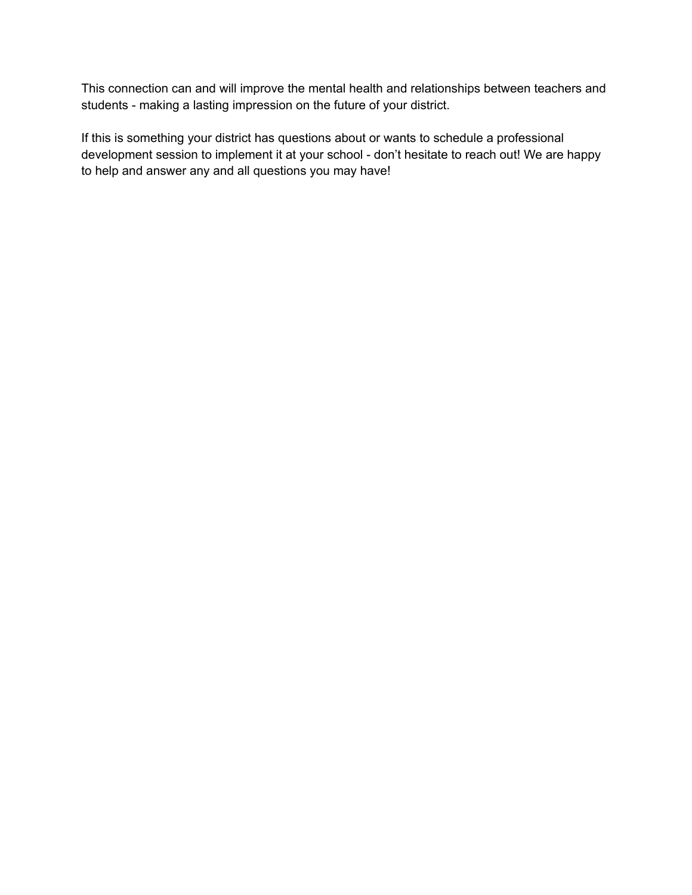This connection can and will improve the mental health and relationships between teachers and students - making a lasting impression on the future of your district.

If this is something your district has questions about or wants to schedule a professional development session to implement it at your school - don't hesitate to reach out! We are happy to help and answer any and all questions you may have!